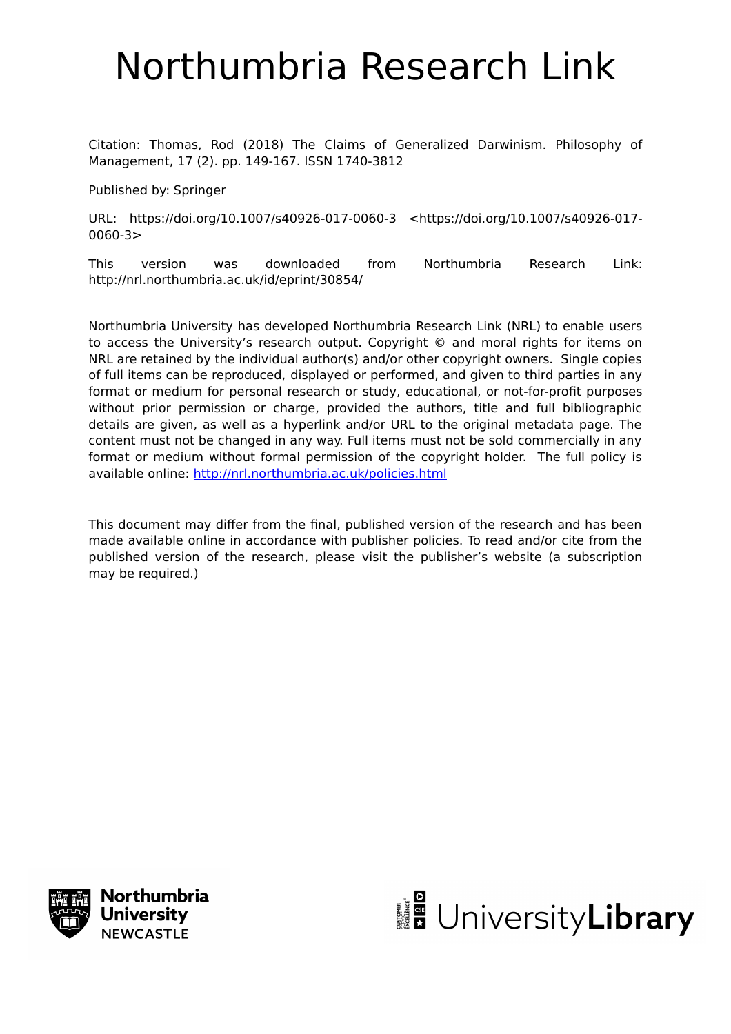# Northumbria Research Link

Citation: Thomas, Rod (2018) The Claims of Generalized Darwinism. Philosophy of Management, 17 (2). pp. 149-167. ISSN 1740-3812

Published by: Springer

URL: https://doi.org/10.1007/s40926-017-0060-3 <https://doi.org/10.1007/s40926-017-0060-3>

This version was downloaded from Northumbria Research Link: http://nrl.northumbria.ac.uk/id/eprint/30854/

Northumbria University has developed Northumbria Research Link (NRL) to enable users to access the University's research output. Copyright © and moral rights for items on NRL are retained by the individual author(s) and/or other copyright owners. Single copies of full items can be reproduced, displayed or performed, and given to third parties in any format or medium for personal research or study, educational, or not-for-profit purposes without prior permission or charge, provided the authors, title and full bibliographic details are given, as well as a hyperlink and/or URL to the original metadata page. The content must not be changed in any way. Full items must not be sold commercially in any format or medium without formal permission of the copyright holder. The full policy is available online: http://nrl.northumbria.ac.uk/policies.html

This document may differ from the final, published version of the research and has been made available online in accordance with publisher policies. To read and/or cite from the published version of the research, please visit the publisher's website (a subscription may be required.)

Northumbria University NEWCASTLE

UniversityLibrary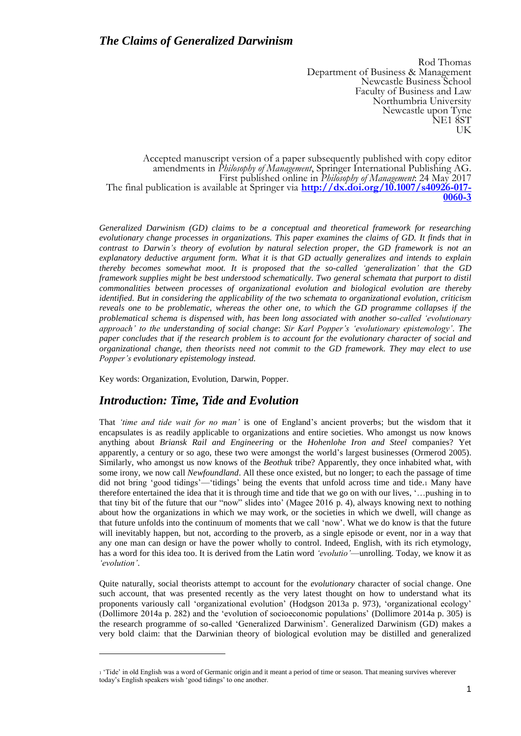# *The Claims of Generalized Darwinism*

Rod Thomas
Department of Business & Management
Newcastle Business School
Faculty of Business and Law
Northumbria University
Newcastle upon Tyne
NE1 8ST
UK

Accepted manuscript version of a paper subsequently published with copy editor amendments in *Philosophy of Management*, Springer International Publishing AG.
First published online in *Philosophy of Management*: 24 May 2017
The final publication is available at Springer via **http://dx.doi.org/10.1007/s40926-017-0060-3**

*Generalized Darwinism (GD) claims to be a conceptual and theoretical framework for researching evolutionary change processes in organizations. This paper examines the claims of GD. It finds that in contrast to Darwin's theory of evolution by natural selection proper, the GD framework is not an explanatory deductive argument form. What it is that GD actually generalizes and intends to explain thereby becomes somewhat moot. It is proposed that the so-called 'generalization' that the GD framework supplies might be best understood schematically. Two general schemata that purport to distil commonalities between processes of organizational evolution and biological evolution are thereby identified. But in considering the applicability of the two schemata to organizational evolution, criticism reveals one to be problematic, whereas the other one, to which the GD programme collapses if the problematical schema is dispensed with, has been long associated with another so-called 'evolutionary approach' to the understanding of social change: Sir Karl Popper's 'evolutionary epistemology'. The paper concludes that if the research problem is to account for the evolutionary character of social and organizational change, then theorists need not commit to the GD framework. They may elect to use Popper's evolutionary epistemology instead.*

Key words: Organization, Evolution, Darwin, Popper.

## *Introduction: Time, Tide and Evolution*

That *'time and tide wait for no man'* is one of England's ancient proverbs; but the wisdom that it encapsulates is as readily applicable to organizations and entire societies. Who amongst us now knows anything about *Briansk Rail and Engineering* or the *Hohenlohe Iron and Steel* companies? Yet apparently, a century or so ago, these two were amongst the world's largest businesses (Ormerod 2005). Similarly, who amongst us now knows of the *Beothuk* tribe? Apparently, they once inhabited what, with some irony, we now call *Newfoundland*. All these once existed, but no longer; to each the passage of time did not bring 'good tidings'—'tidings' being the events that unfold across time and tide.[1] Many have therefore entertained the idea that it is through time and tide that we go on with our lives, '…pushing in to that tiny bit of the future that our "now" slides into' (Magee 2016 p. 4), always knowing next to nothing about how the organizations in which we may work, or the societies in which we dwell, will change as that future unfolds into the continuum of moments that we call 'now'. What we do know is that the future will inevitably happen, but not, according to the proverb, as a single episode or event, nor in a way that any one man can design or have the power wholly to control. Indeed, English, with its rich etymology, has a word for this idea too. It is derived from the Latin word *'evolutio'*—unrolling. Today, we know it as *'evolution'*.

Quite naturally, social theorists attempt to account for the *evolutionary* character of social change. One such account, that was presented recently as the very latest thought on how to understand what its proponents variously call 'organizational evolution' (Hodgson 2013a p. 973), 'organizational ecology' (Dollimore 2014a p. 282) and the 'evolution of socioeconomic populations' (Dollimore 2014a p. 305) is the research programme of so-called 'Generalized Darwinism'. Generalized Darwinism (GD) makes a very bold claim: that the Darwinian theory of biological evolution may be distilled and generalized

[1] 'Tide' in old English was a word of Germanic origin and it meant a period of time or season. That meaning survives wherever today's English speakers wish 'good tidings' to one another.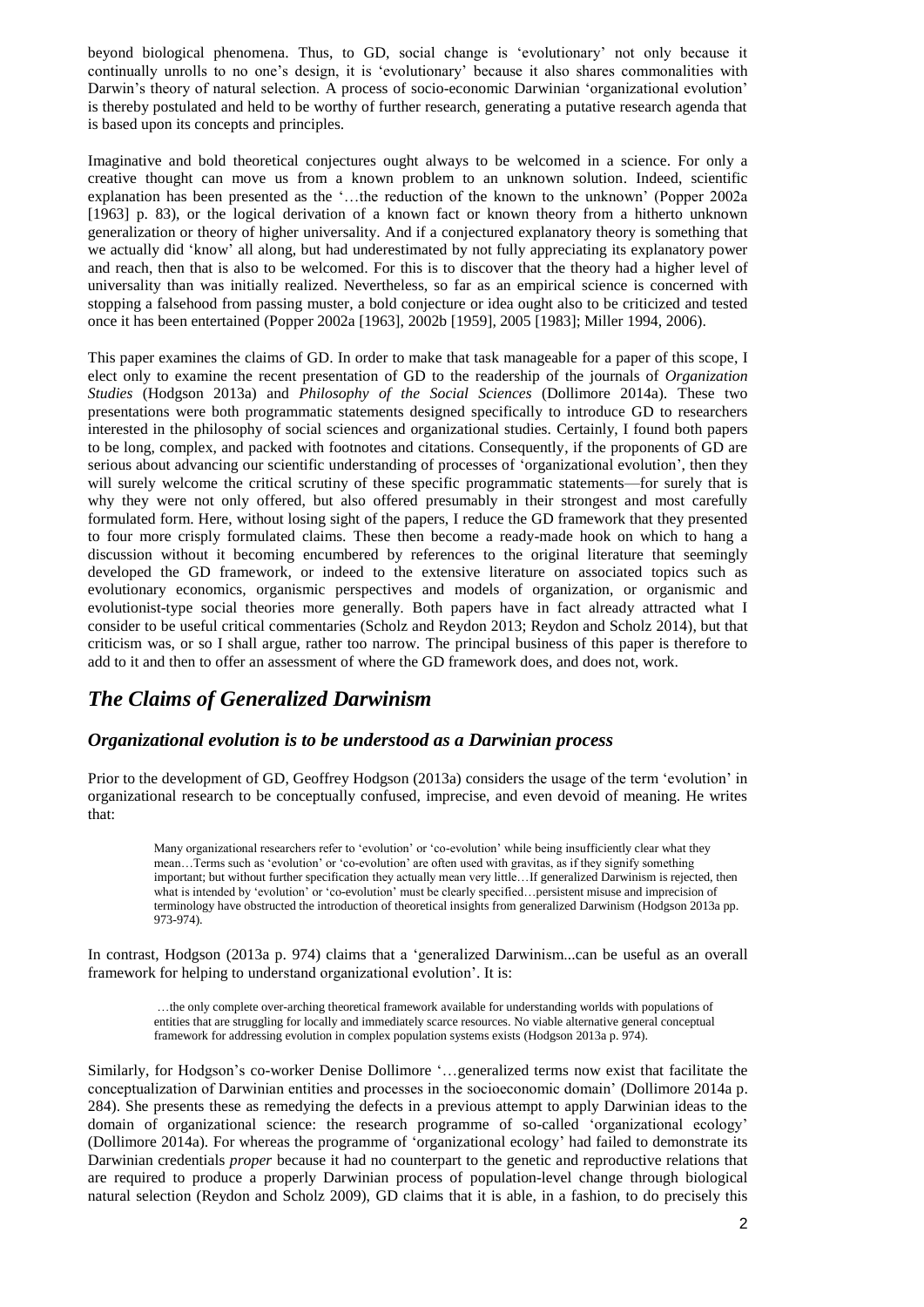beyond biological phenomena. Thus, to GD, social change is 'evolutionary' not only because it continually unrolls to no one's design, it is 'evolutionary' because it also shares commonalities with Darwin's theory of natural selection. A process of socio-economic Darwinian 'organizational evolution' is thereby postulated and held to be worthy of further research, generating a putative research agenda that is based upon its concepts and principles.

Imaginative and bold theoretical conjectures ought always to be welcomed in a science. For only a creative thought can move us from a known problem to an unknown solution. Indeed, scientific explanation has been presented as the '…the reduction of the known to the unknown' (Popper 2002a [1963] p. 83), or the logical derivation of a known fact or known theory from a hitherto unknown generalization or theory of higher universality. And if a conjectured explanatory theory is something that we actually did 'know' all along, but had underestimated by not fully appreciating its explanatory power and reach, then that is also to be welcomed. For this is to discover that the theory had a higher level of universality than was initially realized. Nevertheless, so far as an empirical science is concerned with stopping a falsehood from passing muster, a bold conjecture or idea ought also to be criticized and tested once it has been entertained (Popper 2002a [1963], 2002b [1959], 2005 [1983]; Miller 1994, 2006).

This paper examines the claims of GD. In order to make that task manageable for a paper of this scope, I elect only to examine the recent presentation of GD to the readership of the journals of *Organization Studies* (Hodgson 2013a) and *Philosophy of the Social Sciences* (Dollimore 2014a). These two presentations were both programmatic statements designed specifically to introduce GD to researchers interested in the philosophy of social sciences and organizational studies. Certainly, I found both papers to be long, complex, and packed with footnotes and citations. Consequently, if the proponents of GD are serious about advancing our scientific understanding of processes of 'organizational evolution', then they will surely welcome the critical scrutiny of these specific programmatic statements—for surely that is why they were not only offered, but also offered presumably in their strongest and most carefully formulated form. Here, without losing sight of the papers, I reduce the GD framework that they presented to four more crisply formulated claims. These then become a ready-made hook on which to hang a discussion without it becoming encumbered by references to the original literature that seemingly developed the GD framework, or indeed to the extensive literature on associated topics such as evolutionary economics, organismic perspectives and models of organization, or organismic and evolutionist-type social theories more generally. Both papers have in fact already attracted what I consider to be useful critical commentaries (Scholz and Reydon 2013; Reydon and Scholz 2014), but that criticism was, or so I shall argue, rather too narrow. The principal business of this paper is therefore to add to it and then to offer an assessment of where the GD framework does, and does not, work.

## *The Claims of Generalized Darwinism*

### *Organizational evolution is to be understood as a Darwinian process*

Prior to the development of GD, Geoffrey Hodgson (2013a) considers the usage of the term 'evolution' in organizational research to be conceptually confused, imprecise, and even devoid of meaning. He writes that:

> Many organizational researchers refer to 'evolution' or 'co-evolution' while being insufficiently clear what they mean…Terms such as 'evolution' or 'co-evolution' are often used with gravitas, as if they signify something important; but without further specification they actually mean very little…If generalized Darwinism is rejected, then what is intended by 'evolution' or 'co-evolution' must be clearly specified…persistent misuse and imprecision of terminology have obstructed the introduction of theoretical insights from generalized Darwinism (Hodgson 2013a pp. 973-974).

In contrast, Hodgson (2013a p. 974) claims that a 'generalized Darwinism...can be useful as an overall framework for helping to understand organizational evolution'. It is:

> …the only complete over-arching theoretical framework available for understanding worlds with populations of entities that are struggling for locally and immediately scarce resources. No viable alternative general conceptual framework for addressing evolution in complex population systems exists (Hodgson 2013a p. 974).

Similarly, for Hodgson's co-worker Denise Dollimore '…generalized terms now exist that facilitate the conceptualization of Darwinian entities and processes in the socioeconomic domain' (Dollimore 2014a p. 284). She presents these as remedying the defects in a previous attempt to apply Darwinian ideas to the domain of organizational science: the research programme of so-called 'organizational ecology' (Dollimore 2014a). For whereas the programme of 'organizational ecology' had failed to demonstrate its Darwinian credentials *proper* because it had no counterpart to the genetic and reproductive relations that are required to produce a properly Darwinian process of population-level change through biological natural selection (Reydon and Scholz 2009), GD claims that it is able, in a fashion, to do precisely this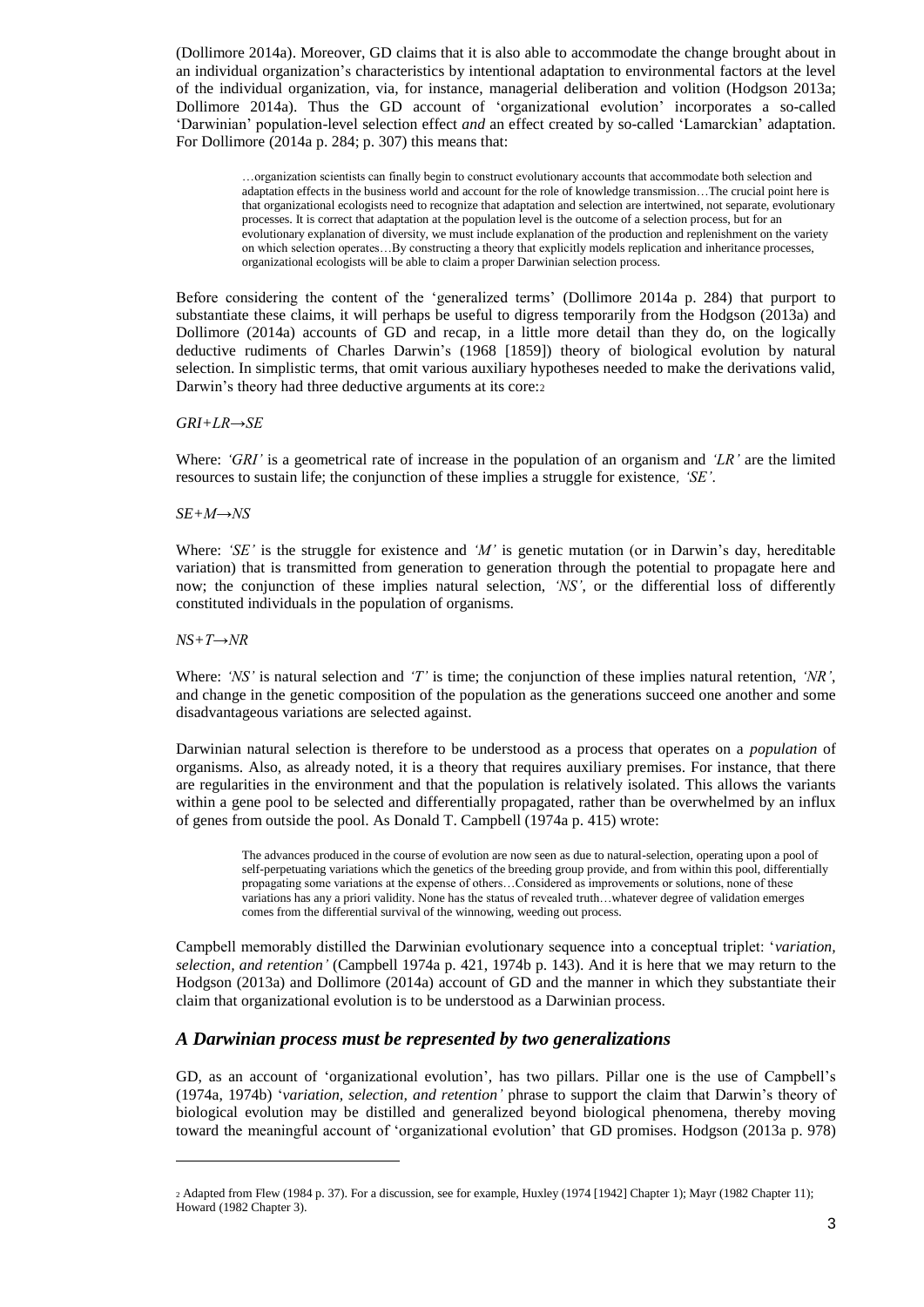(Dollimore 2014a). Moreover, GD claims that it is also able to accommodate the change brought about in an individual organization's characteristics by intentional adaptation to environmental factors at the level of the individual organization, via, for instance, managerial deliberation and volition (Hodgson 2013a; Dollimore 2014a). Thus the GD account of 'organizational evolution' incorporates a so-called 'Darwinian' population-level selection effect *and* an effect created by so-called 'Lamarckian' adaptation. For Dollimore (2014a p. 284; p. 307) this means that:

> …organization scientists can finally begin to construct evolutionary accounts that accommodate both selection and adaptation effects in the business world and account for the role of knowledge transmission…The crucial point here is that organizational ecologists need to recognize that adaptation and selection are intertwined, not separate, evolutionary processes. It is correct that adaptation at the population level is the outcome of a selection process, but for an evolutionary explanation of diversity, we must include explanation of the production and replenishment on the variety on which selection operates…By constructing a theory that explicitly models replication and inheritance processes, organizational ecologists will be able to claim a proper Darwinian selection process.

Before considering the content of the 'generalized terms' (Dollimore 2014a p. 284) that purport to substantiate these claims, it will perhaps be useful to digress temporarily from the Hodgson (2013a) and Dollimore (2014a) accounts of GD and recap, in a little more detail than they do, on the logically deductive rudiments of Charles Darwin's (1968 [1859]) theory of biological evolution by natural selection. In simplistic terms, that omit various auxiliary hypotheses needed to make the derivations valid, Darwin's theory had three deductive arguments at its core:[2]

*GRI+LR→SE*

Where: *'GRI'* is a geometrical rate of increase in the population of an organism and *'LR'* are the limited resources to sustain life; the conjunction of these implies a struggle for existence*, 'SE'*.

*SE+M→NS*

Where: *'SE'* is the struggle for existence and *'M'* is genetic mutation (or in Darwin's day, hereditable variation) that is transmitted from generation to generation through the potential to propagate here and now; the conjunction of these implies natural selection, *'NS'*, or the differential loss of differently constituted individuals in the population of organisms.

*NS+T→NR*

Where: *'NS'* is natural selection and *'T'* is time; the conjunction of these implies natural retention, *'NR'*, and change in the genetic composition of the population as the generations succeed one another and some disadvantageous variations are selected against.

Darwinian natural selection is therefore to be understood as a process that operates on a *population* of organisms. Also, as already noted, it is a theory that requires auxiliary premises. For instance, that there are regularities in the environment and that the population is relatively isolated. This allows the variants within a gene pool to be selected and differentially propagated, rather than be overwhelmed by an influx of genes from outside the pool. As Donald T. Campbell (1974a p. 415) wrote:

> The advances produced in the course of evolution are now seen as due to natural-selection, operating upon a pool of self-perpetuating variations which the genetics of the breeding group provide, and from within this pool, differentially propagating some variations at the expense of others…Considered as improvements or solutions, none of these variations has any a priori validity. None has the status of revealed truth…whatever degree of validation emerges comes from the differential survival of the winnowing, weeding out process.

Campbell memorably distilled the Darwinian evolutionary sequence into a conceptual triplet: '*variation, selection, and retention'* (Campbell 1974a p. 421, 1974b p. 143). And it is here that we may return to the Hodgson (2013a) and Dollimore (2014a) account of GD and the manner in which they substantiate their claim that organizational evolution is to be understood as a Darwinian process.

## *A Darwinian process must be represented by two generalizations*

GD, as an account of 'organizational evolution', has two pillars. Pillar one is the use of Campbell's (1974a, 1974b) '*variation, selection, and retention'* phrase to support the claim that Darwin's theory of biological evolution may be distilled and generalized beyond biological phenomena, thereby moving toward the meaningful account of 'organizational evolution' that GD promises. Hodgson (2013a p. 978)

[2] Adapted from Flew (1984 p. 37). For a discussion, see for example, Huxley (1974 [1942] Chapter 1); Mayr (1982 Chapter 11); Howard (1982 Chapter 3).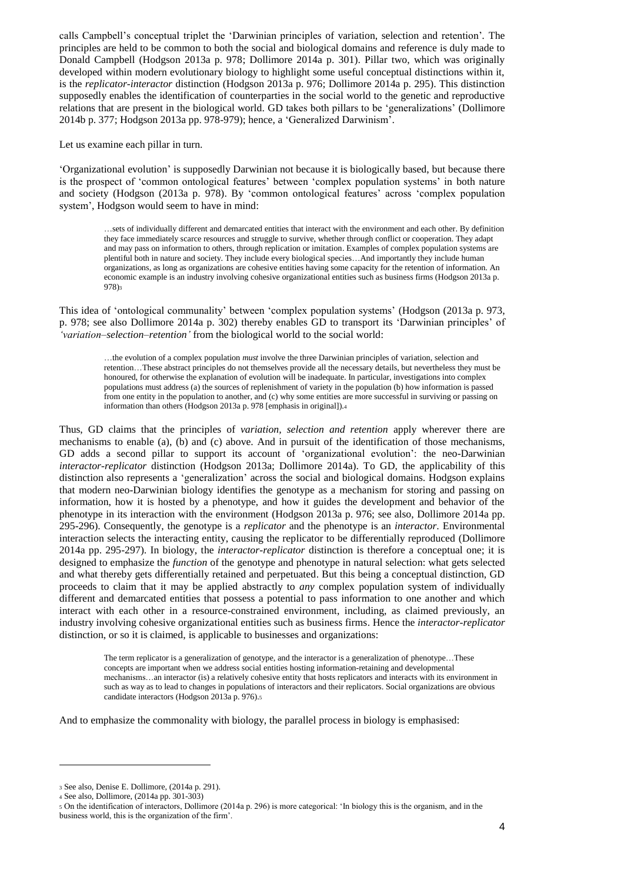calls Campbell's conceptual triplet the 'Darwinian principles of variation, selection and retention'. The principles are held to be common to both the social and biological domains and reference is duly made to Donald Campbell (Hodgson 2013a p. 978; Dollimore 2014a p. 301). Pillar two, which was originally developed within modern evolutionary biology to highlight some useful conceptual distinctions within it, is the *replicator-interactor* distinction (Hodgson 2013a p. 976; Dollimore 2014a p. 295). This distinction supposedly enables the identification of counterparties in the social world to the genetic and reproductive relations that are present in the biological world. GD takes both pillars to be 'generalizations' (Dollimore 2014b p. 377; Hodgson 2013a pp. 978-979); hence, a 'Generalized Darwinism'.

Let us examine each pillar in turn.

'Organizational evolution' is supposedly Darwinian not because it is biologically based, but because there is the prospect of 'common ontological features' between 'complex population systems' in both nature and society (Hodgson (2013a p. 978). By 'common ontological features' across 'complex population system', Hodgson would seem to have in mind:

> …sets of individually different and demarcated entities that interact with the environment and each other. By definition they face immediately scarce resources and struggle to survive, whether through conflict or cooperation. They adapt and may pass on information to others, through replication or imitation. Examples of complex population systems are plentiful both in nature and society. They include every biological species…And importantly they include human organizations, as long as organizations are cohesive entities having some capacity for the retention of information. An economic example is an industry involving cohesive organizational entities such as business firms (Hodgson 2013a p. 978)[3]

This idea of 'ontological communality' between 'complex population systems' (Hodgson (2013a p. 973, p. 978; see also Dollimore 2014a p. 302) thereby enables GD to transport its 'Darwinian principles' of *'variation–selection–retention'* from the biological world to the social world:

> …the evolution of a complex population *must* involve the three Darwinian principles of variation, selection and retention…These abstract principles do not themselves provide all the necessary details, but nevertheless they must be honoured, for otherwise the explanation of evolution will be inadequate. In particular, investigations into complex populations must address (a) the sources of replenishment of variety in the population (b) how information is passed from one entity in the population to another, and (c) why some entities are more successful in surviving or passing on information than others (Hodgson 2013a p. 978 [emphasis in original]).[4]

Thus, GD claims that the principles of *variation, selection and retention* apply wherever there are mechanisms to enable (a), (b) and (c) above. And in pursuit of the identification of those mechanisms, GD adds a second pillar to support its account of 'organizational evolution': the neo-Darwinian *interactor-replicator* distinction (Hodgson 2013a; Dollimore 2014a). To GD, the applicability of this distinction also represents a 'generalization' across the social and biological domains. Hodgson explains that modern neo-Darwinian biology identifies the genotype as a mechanism for storing and passing on information, how it is hosted by a phenotype, and how it guides the development and behavior of the phenotype in its interaction with the environment (Hodgson 2013a p. 976; see also, Dollimore 2014a pp. 295-296). Consequently, the genotype is a *replicator* and the phenotype is an *interactor*. Environmental interaction selects the interacting entity, causing the replicator to be differentially reproduced (Dollimore 2014a pp. 295-297). In biology, the *interactor-replicator* distinction is therefore a conceptual one; it is designed to emphasize the *function* of the genotype and phenotype in natural selection: what gets selected and what thereby gets differentially retained and perpetuated. But this being a conceptual distinction, GD proceeds to claim that it may be applied abstractly to *any* complex population system of individually different and demarcated entities that possess a potential to pass information to one another and which interact with each other in a resource-constrained environment, including, as claimed previously, an industry involving cohesive organizational entities such as business firms. Hence the *interactor-replicator* distinction, or so it is claimed, is applicable to businesses and organizations:

> The term replicator is a generalization of genotype, and the interactor is a generalization of phenotype…These concepts are important when we address social entities hosting information-retaining and developmental mechanisms…an interactor (is) a relatively cohesive entity that hosts replicators and interacts with its environment in such as way as to lead to changes in populations of interactors and their replicators. Social organizations are obvious candidate interactors (Hodgson 2013a p. 976).[5]

And to emphasize the commonality with biology, the parallel process in biology is emphasised:

---

[3] See also, Denise E. Dollimore, (2014a p. 291).

[4] See also, Dollimore, (2014a pp. 301-303)

[5] On the identification of interactors, Dollimore (2014a p. 296) is more categorical: 'In biology this is the organism, and in the business world, this is the organization of the firm'.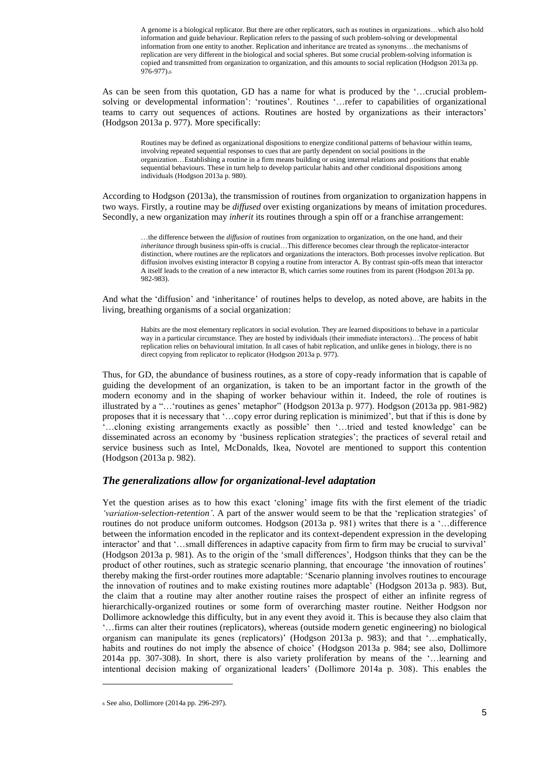> A genome is a biological replicator. But there are other replicators, such as routines in organizations…which also hold information and guide behaviour. Replication refers to the passing of such problem-solving or developmental information from one entity to another. Replication and inheritance are treated as synonyms…the mechanisms of replication are very different in the biological and social spheres. But some crucial problem-solving information is copied and transmitted from organization to organization, and this amounts to social replication (Hodgson 2013a pp. 976-977).[6]

As can be seen from this quotation, GD has a name for what is produced by the '…crucial problem-solving or developmental information': 'routines'. Routines '…refer to capabilities of organizational teams to carry out sequences of actions. Routines are hosted by organizations as their interactors' (Hodgson 2013a p. 977). More specifically:

> Routines may be defined as organizational dispositions to energize conditional patterns of behaviour within teams, involving repeated sequential responses to cues that are partly dependent on social positions in the organization…Establishing a routine in a firm means building or using internal relations and positions that enable sequential behaviours. These in turn help to develop particular habits and other conditional dispositions among individuals (Hodgson 2013a p. 980).

According to Hodgson (2013a), the transmission of routines from organization to organization happens in two ways. Firstly, a routine may be *diffused* over existing organizations by means of imitation procedures. Secondly, a new organization may *inherit* its routines through a spin off or a franchise arrangement:

> …the difference between the *diffusion* of routines from organization to organization, on the one hand, and their *inheritance* through business spin-offs is crucial…This difference becomes clear through the replicator-interactor distinction, where routines are the replicators and organizations the interactors. Both processes involve replication. But diffusion involves existing interactor B copying a routine from interactor A. By contrast spin-offs mean that interactor A itself leads to the creation of a new interactor B, which carries some routines from its parent (Hodgson 2013a pp. 982-983).

And what the 'diffusion' and 'inheritance' of routines helps to develop, as noted above, are habits in the living, breathing organisms of a social organization:

> Habits are the most elementary replicators in social evolution. They are learned dispositions to behave in a particular way in a particular circumstance. They are hosted by individuals (their immediate interactors)…The process of habit replication relies on behavioural imitation. In all cases of habit replication, and unlike genes in biology, there is no direct copying from replicator to replicator (Hodgson 2013a p. 977).

Thus, for GD, the abundance of business routines, as a store of copy-ready information that is capable of guiding the development of an organization, is taken to be an important factor in the growth of the modern economy and in the shaping of worker behaviour within it. Indeed, the role of routines is illustrated by a "…'routines as genes' metaphor" (Hodgson 2013a p. 977). Hodgson (2013a pp. 981-982) proposes that it is necessary that '…copy error during replication is minimized', but that if this is done by '…cloning existing arrangements exactly as possible' then '…tried and tested knowledge' can be disseminated across an economy by 'business replication strategies'; the practices of several retail and service business such as Intel, McDonalds, Ikea, Novotel are mentioned to support this contention (Hodgson (2013a p. 982).

### *The generalizations allow for organizational-level adaptation*

Yet the question arises as to how this exact 'cloning' image fits with the first element of the triadic *'variation-selection-retention'*. A part of the answer would seem to be that the 'replication strategies' of routines do not produce uniform outcomes. Hodgson (2013a p. 981) writes that there is a '…difference between the information encoded in the replicator and its context-dependent expression in the developing interactor' and that '…small differences in adaptive capacity from firm to firm may be crucial to survival' (Hodgson 2013a p. 981). As to the origin of the 'small differences', Hodgson thinks that they can be the product of other routines, such as strategic scenario planning, that encourage 'the innovation of routines' thereby making the first-order routines more adaptable: 'Scenario planning involves routines to encourage the innovation of routines and to make existing routines more adaptable' (Hodgson 2013a p. 983). But, the claim that a routine may alter another routine raises the prospect of either an infinite regress of hierarchically-organized routines or some form of overarching master routine. Neither Hodgson nor Dollimore acknowledge this difficulty, but in any event they avoid it. This is because they also claim that '…firms can alter their routines (replicators), whereas (outside modern genetic engineering) no biological organism can manipulate its genes (replicators)' (Hodgson 2013a p. 983); and that '…emphatically, habits and routines do not imply the absence of choice' (Hodgson 2013a p. 984; see also, Dollimore 2014a pp. 307-308). In short, there is also variety proliferation by means of the '…learning and intentional decision making of organizational leaders' (Dollimore 2014a p. 308). This enables the

[6] See also, Dollimore (2014a pp. 296-297).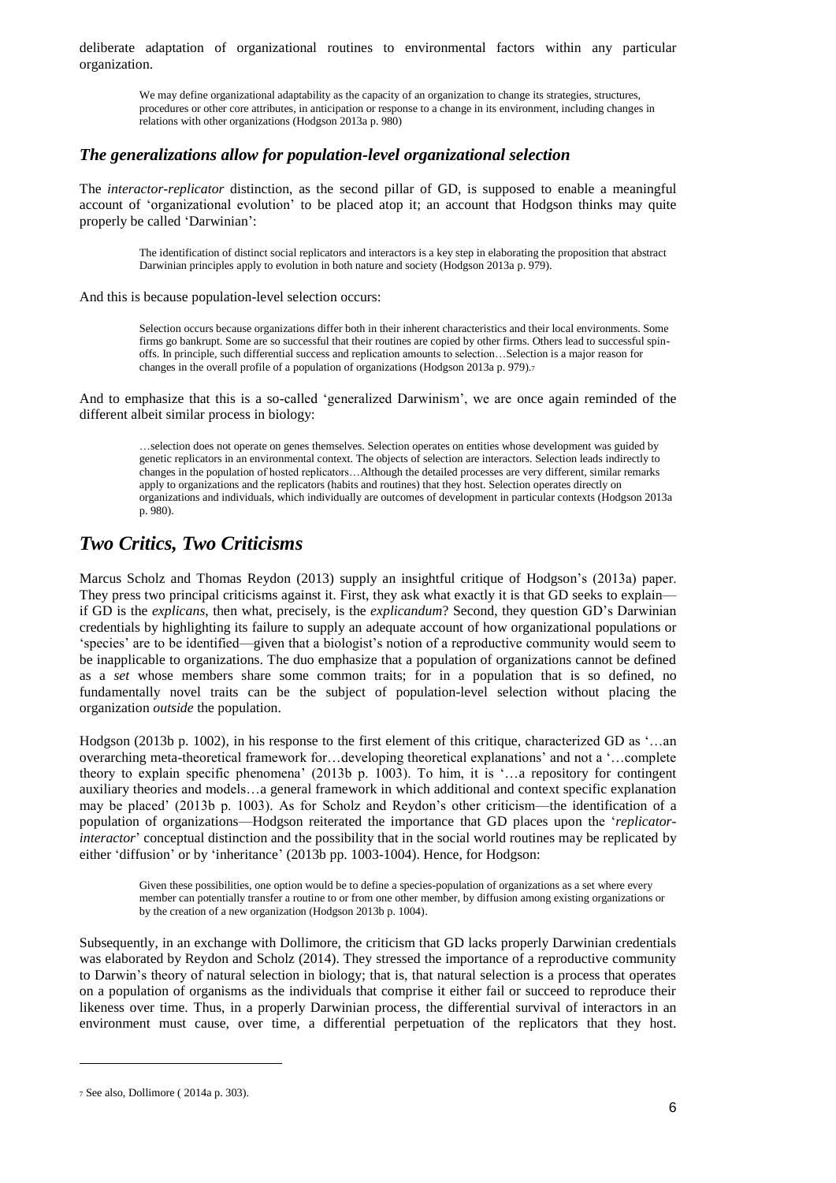deliberate adaptation of organizational routines to environmental factors within any particular organization.

> We may define organizational adaptability as the capacity of an organization to change its strategies, structures, procedures or other core attributes, in anticipation or response to a change in its environment, including changes in relations with other organizations (Hodgson 2013a p. 980)

### *The generalizations allow for population-level organizational selection*

The *interactor-replicator* distinction, as the second pillar of GD, is supposed to enable a meaningful account of 'organizational evolution' to be placed atop it; an account that Hodgson thinks may quite properly be called 'Darwinian':

> The identification of distinct social replicators and interactors is a key step in elaborating the proposition that abstract Darwinian principles apply to evolution in both nature and society (Hodgson 2013a p. 979).

And this is because population-level selection occurs:

> Selection occurs because organizations differ both in their inherent characteristics and their local environments. Some firms go bankrupt. Some are so successful that their routines are copied by other firms. Others lead to successful spin-offs. In principle, such differential success and replication amounts to selection…Selection is a major reason for changes in the overall profile of a population of organizations (Hodgson 2013a p. 979).[7]

And to emphasize that this is a so-called 'generalized Darwinism', we are once again reminded of the different albeit similar process in biology:

> …selection does not operate on genes themselves. Selection operates on entities whose development was guided by genetic replicators in an environmental context. The objects of selection are interactors. Selection leads indirectly to changes in the population of hosted replicators…Although the detailed processes are very different, similar remarks apply to organizations and the replicators (habits and routines) that they host. Selection operates directly on organizations and individuals, which individually are outcomes of development in particular contexts (Hodgson 2013a p. 980).

## *Two Critics, Two Criticisms*

Marcus Scholz and Thomas Reydon (2013) supply an insightful critique of Hodgson's (2013a) paper. They press two principal criticisms against it. First, they ask what exactly it is that GD seeks to explain—if GD is the *explicans*, then what, precisely, is the *explicandum*? Second, they question GD's Darwinian credentials by highlighting its failure to supply an adequate account of how organizational populations or 'species' are to be identified—given that a biologist's notion of a reproductive community would seem to be inapplicable to organizations. The duo emphasize that a population of organizations cannot be defined as a *set* whose members share some common traits; for in a population that is so defined, no fundamentally novel traits can be the subject of population-level selection without placing the organization *outside* the population.

Hodgson (2013b p. 1002), in his response to the first element of this critique, characterized GD as '…an overarching meta-theoretical framework for…developing theoretical explanations' and not a '…complete theory to explain specific phenomena' (2013b p. 1003). To him, it is '…a repository for contingent auxiliary theories and models…a general framework in which additional and context specific explanation may be placed' (2013b p. 1003). As for Scholz and Reydon's other criticism—the identification of a population of organizations—Hodgson reiterated the importance that GD places upon the '*replicator-interactor*' conceptual distinction and the possibility that in the social world routines may be replicated by either 'diffusion' or by 'inheritance' (2013b pp. 1003-1004). Hence, for Hodgson:

> Given these possibilities, one option would be to define a species-population of organizations as a set where every member can potentially transfer a routine to or from one other member, by diffusion among existing organizations or by the creation of a new organization (Hodgson 2013b p. 1004).

Subsequently, in an exchange with Dollimore, the criticism that GD lacks properly Darwinian credentials was elaborated by Reydon and Scholz (2014). They stressed the importance of a reproductive community to Darwin's theory of natural selection in biology; that is, that natural selection is a process that operates on a population of organisms as the individuals that comprise it either fail or succeed to reproduce their likeness over time. Thus, in a properly Darwinian process, the differential survival of interactors in an environment must cause, over time, a differential perpetuation of the replicators that they host.

---

[7] See also, Dollimore ( 2014a p. 303).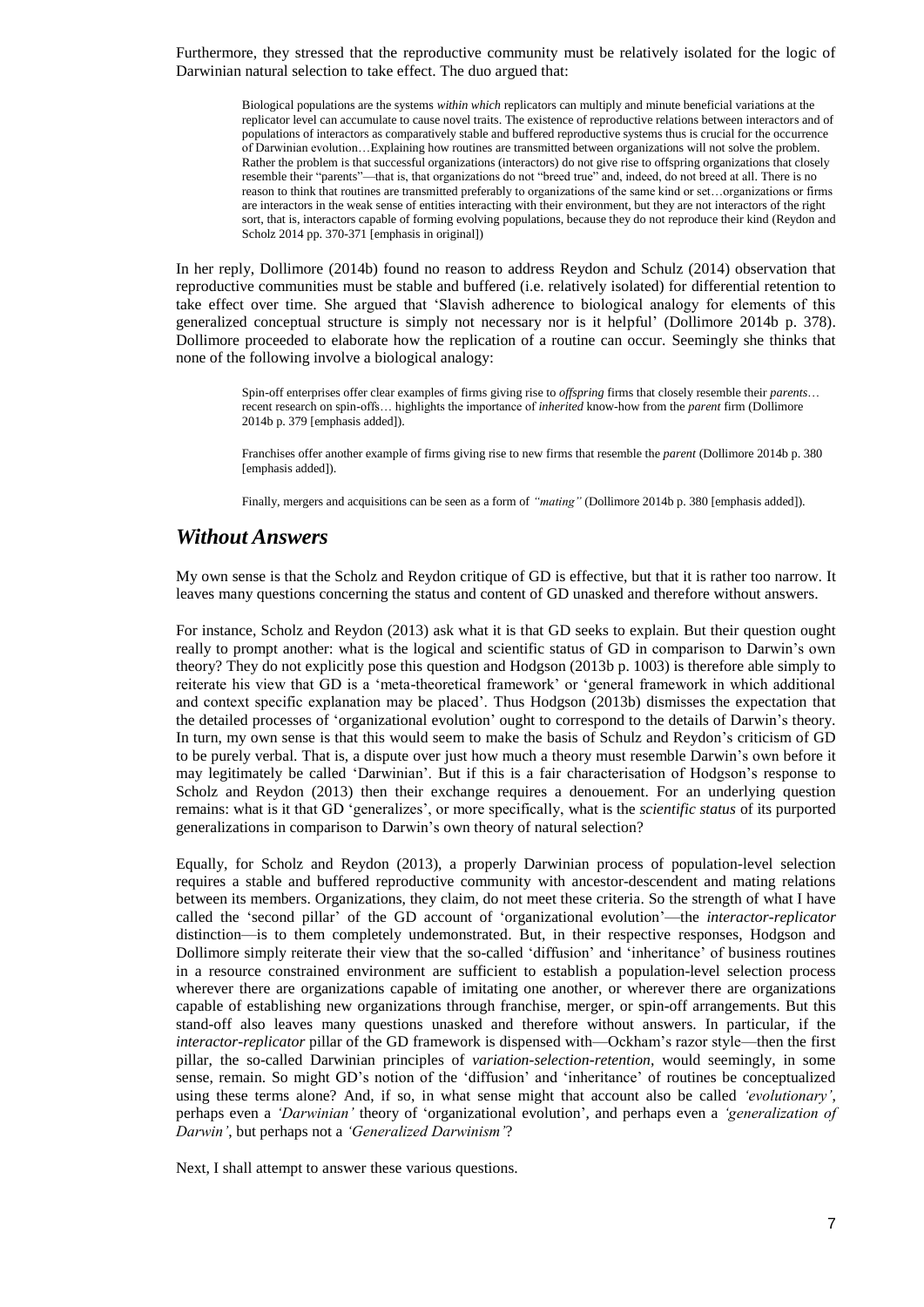Furthermore, they stressed that the reproductive community must be relatively isolated for the logic of Darwinian natural selection to take effect. The duo argued that:

> Biological populations are the systems *within which* replicators can multiply and minute beneficial variations at the replicator level can accumulate to cause novel traits. The existence of reproductive relations between interactors and of populations of interactors as comparatively stable and buffered reproductive systems thus is crucial for the occurrence of Darwinian evolution…Explaining how routines are transmitted between organizations will not solve the problem. Rather the problem is that successful organizations (interactors) do not give rise to offspring organizations that closely resemble their "parents"—that is, that organizations do not "breed true" and, indeed, do not breed at all. There is no reason to think that routines are transmitted preferably to organizations of the same kind or set…organizations or firms are interactors in the weak sense of entities interacting with their environment, but they are not interactors of the right sort, that is, interactors capable of forming evolving populations, because they do not reproduce their kind (Reydon and Scholz 2014 pp. 370-371 [emphasis in original])

In her reply, Dollimore (2014b) found no reason to address Reydon and Schulz (2014) observation that reproductive communities must be stable and buffered (i.e. relatively isolated) for differential retention to take effect over time. She argued that 'Slavish adherence to biological analogy for elements of this generalized conceptual structure is simply not necessary nor is it helpful' (Dollimore 2014b p. 378). Dollimore proceeded to elaborate how the replication of a routine can occur. Seemingly she thinks that none of the following involve a biological analogy:

> Spin-off enterprises offer clear examples of firms giving rise to *offspring* firms that closely resemble their *parents*… recent research on spin-offs… highlights the importance of *inherited* know-how from the *parent* firm (Dollimore 2014b p. 379 [emphasis added]).

> Franchises offer another example of firms giving rise to new firms that resemble the *parent* (Dollimore 2014b p. 380 [emphasis added]).

> Finally, mergers and acquisitions can be seen as a form of *"mating"* (Dollimore 2014b p. 380 [emphasis added]).

## *Without Answers*

My own sense is that the Scholz and Reydon critique of GD is effective, but that it is rather too narrow. It leaves many questions concerning the status and content of GD unasked and therefore without answers.

For instance, Scholz and Reydon (2013) ask what it is that GD seeks to explain. But their question ought really to prompt another: what is the logical and scientific status of GD in comparison to Darwin's own theory? They do not explicitly pose this question and Hodgson (2013b p. 1003) is therefore able simply to reiterate his view that GD is a 'meta-theoretical framework' or 'general framework in which additional and context specific explanation may be placed'. Thus Hodgson (2013b) dismisses the expectation that the detailed processes of 'organizational evolution' ought to correspond to the details of Darwin's theory. In turn, my own sense is that this would seem to make the basis of Schulz and Reydon's criticism of GD to be purely verbal. That is, a dispute over just how much a theory must resemble Darwin's own before it may legitimately be called 'Darwinian'. But if this is a fair characterisation of Hodgson's response to Scholz and Reydon (2013) then their exchange requires a denouement. For an underlying question remains: what is it that GD 'generalizes', or more specifically, what is the *scientific status* of its purported generalizations in comparison to Darwin's own theory of natural selection?

Equally, for Scholz and Reydon (2013), a properly Darwinian process of population-level selection requires a stable and buffered reproductive community with ancestor-descendent and mating relations between its members. Organizations, they claim, do not meet these criteria. So the strength of what I have called the 'second pillar' of the GD account of 'organizational evolution'—the *interactor-replicator* distinction—is to them completely undemonstrated. But, in their respective responses, Hodgson and Dollimore simply reiterate their view that the so-called 'diffusion' and 'inheritance' of business routines in a resource constrained environment are sufficient to establish a population-level selection process wherever there are organizations capable of imitating one another, or wherever there are organizations capable of establishing new organizations through franchise, merger, or spin-off arrangements. But this stand-off also leaves many questions unasked and therefore without answers. In particular, if the *interactor-replicator* pillar of the GD framework is dispensed with—Ockham's razor style—then the first pillar, the so-called Darwinian principles of *variation-selection-retention*, would seemingly, in some sense, remain. So might GD's notion of the 'diffusion' and 'inheritance' of routines be conceptualized using these terms alone? And, if so, in what sense might that account also be called *'evolutionary'*, perhaps even a *'Darwinian'* theory of 'organizational evolution', and perhaps even a *'generalization of Darwin'*, but perhaps not a *'Generalized Darwinism'*?

Next, I shall attempt to answer these various questions.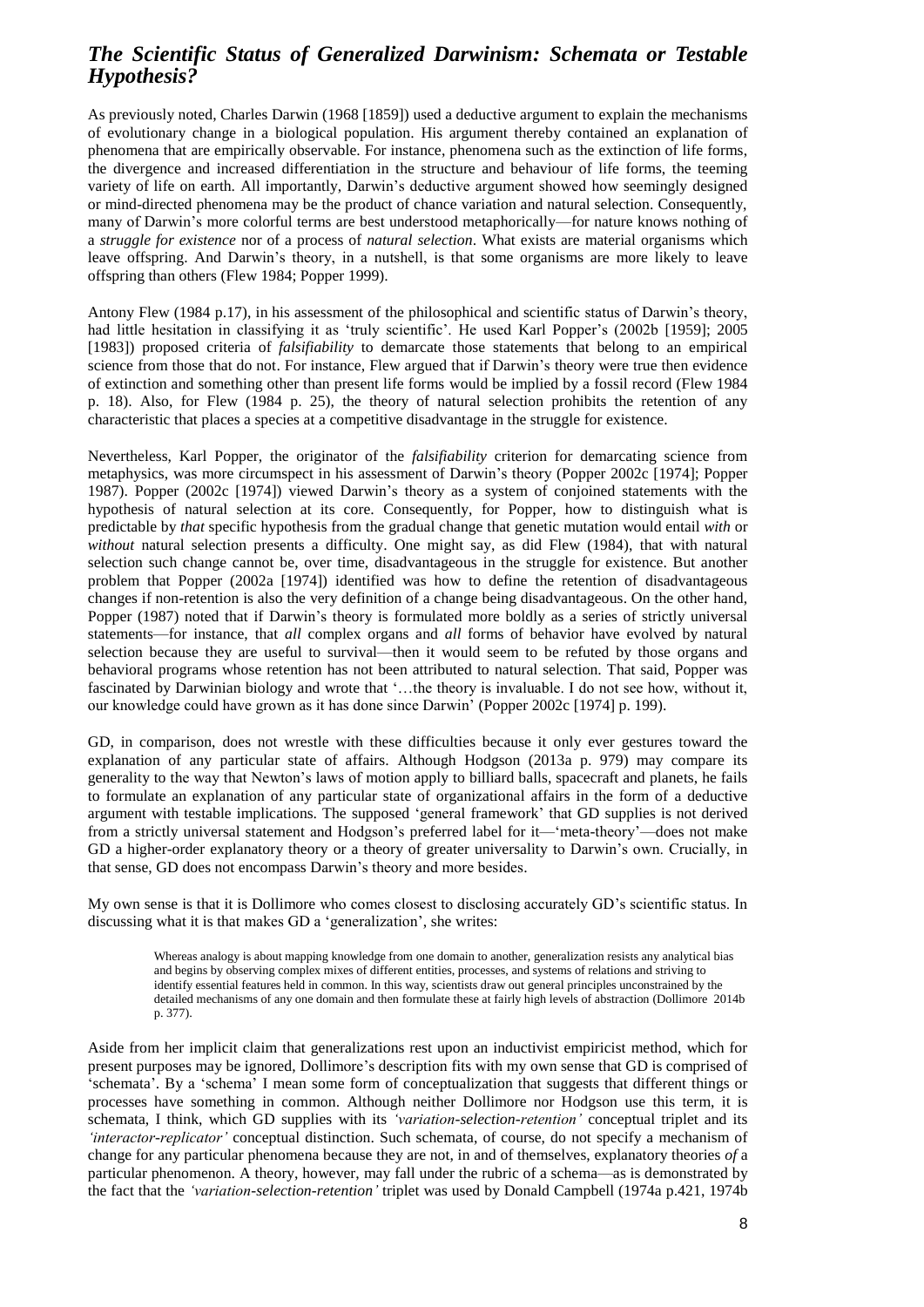## *The Scientific Status of Generalized Darwinism: Schemata or Testable Hypothesis?*

As previously noted, Charles Darwin (1968 [1859]) used a deductive argument to explain the mechanisms of evolutionary change in a biological population. His argument thereby contained an explanation of phenomena that are empirically observable. For instance, phenomena such as the extinction of life forms, the divergence and increased differentiation in the structure and behaviour of life forms, the teeming variety of life on earth. All importantly, Darwin's deductive argument showed how seemingly designed or mind-directed phenomena may be the product of chance variation and natural selection. Consequently, many of Darwin's more colorful terms are best understood metaphorically—for nature knows nothing of a *struggle for existence* nor of a process of *natural selection*. What exists are material organisms which leave offspring. And Darwin's theory, in a nutshell, is that some organisms are more likely to leave offspring than others (Flew 1984; Popper 1999).

Antony Flew (1984 p.17), in his assessment of the philosophical and scientific status of Darwin's theory, had little hesitation in classifying it as 'truly scientific'. He used Karl Popper's (2002b [1959]; 2005 [1983]) proposed criteria of *falsifiability* to demarcate those statements that belong to an empirical science from those that do not. For instance, Flew argued that if Darwin's theory were true then evidence of extinction and something other than present life forms would be implied by a fossil record (Flew 1984 p. 18). Also, for Flew (1984 p. 25), the theory of natural selection prohibits the retention of any characteristic that places a species at a competitive disadvantage in the struggle for existence.

Nevertheless, Karl Popper, the originator of the *falsifiability* criterion for demarcating science from metaphysics, was more circumspect in his assessment of Darwin's theory (Popper 2002c [1974]; Popper 1987). Popper (2002c [1974]) viewed Darwin's theory as a system of conjoined statements with the hypothesis of natural selection at its core. Consequently, for Popper, how to distinguish what is predictable by *that* specific hypothesis from the gradual change that genetic mutation would entail *with* or *without* natural selection presents a difficulty. One might say, as did Flew (1984), that with natural selection such change cannot be, over time, disadvantageous in the struggle for existence. But another problem that Popper (2002a [1974]) identified was how to define the retention of disadvantageous changes if non-retention is also the very definition of a change being disadvantageous. On the other hand, Popper (1987) noted that if Darwin's theory is formulated more boldly as a series of strictly universal statements—for instance, that *all* complex organs and *all* forms of behavior have evolved by natural selection because they are useful to survival—then it would seem to be refuted by those organs and behavioral programs whose retention has not been attributed to natural selection. That said, Popper was fascinated by Darwinian biology and wrote that '…the theory is invaluable. I do not see how, without it, our knowledge could have grown as it has done since Darwin' (Popper 2002c [1974] p. 199).

GD, in comparison, does not wrestle with these difficulties because it only ever gestures toward the explanation of any particular state of affairs. Although Hodgson (2013a p. 979) may compare its generality to the way that Newton's laws of motion apply to billiard balls, spacecraft and planets, he fails to formulate an explanation of any particular state of organizational affairs in the form of a deductive argument with testable implications. The supposed 'general framework' that GD supplies is not derived from a strictly universal statement and Hodgson's preferred label for it—'meta-theory'—does not make GD a higher-order explanatory theory or a theory of greater universality to Darwin's own. Crucially, in that sense, GD does not encompass Darwin's theory and more besides.

My own sense is that it is Dollimore who comes closest to disclosing accurately GD's scientific status. In discussing what it is that makes GD a 'generalization', she writes:

> Whereas analogy is about mapping knowledge from one domain to another, generalization resists any analytical bias and begins by observing complex mixes of different entities, processes, and systems of relations and striving to identify essential features held in common. In this way, scientists draw out general principles unconstrained by the detailed mechanisms of any one domain and then formulate these at fairly high levels of abstraction (Dollimore 2014b p. 377).

Aside from her implicit claim that generalizations rest upon an inductivist empiricist method, which for present purposes may be ignored, Dollimore's description fits with my own sense that GD is comprised of 'schemata'. By a 'schema' I mean some form of conceptualization that suggests that different things or processes have something in common. Although neither Dollimore nor Hodgson use this term, it is schemata, I think, which GD supplies with its *'variation-selection-retention'* conceptual triplet and its *'interactor-replicator'* conceptual distinction. Such schemata, of course, do not specify a mechanism of change for any particular phenomena because they are not, in and of themselves, explanatory theories *of* a particular phenomenon. A theory, however, may fall under the rubric of a schema—as is demonstrated by the fact that the *'variation-selection-retention'* triplet was used by Donald Campbell (1974a p.421, 1974b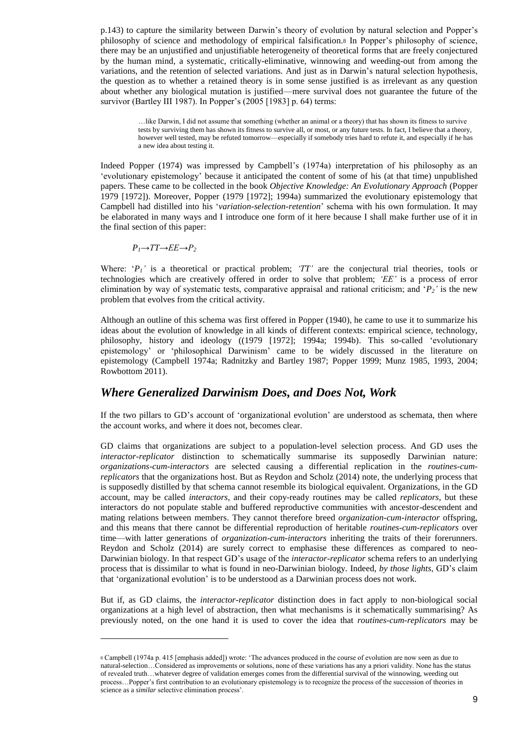p.143) to capture the similarity between Darwin's theory of evolution by natural selection and Popper's philosophy of science and methodology of empirical falsification.[8] In Popper's philosophy of science, there may be an unjustified and unjustifiable heterogeneity of theoretical forms that are freely conjectured by the human mind, a systematic, critically-eliminative, winnowing and weeding-out from among the variations, and the retention of selected variations. And just as in Darwin's natural selection hypothesis, the question as to whether a retained theory is in some sense justified is as irrelevant as any question about whether any biological mutation is justified—mere survival does not guarantee the future of the survivor (Bartley III 1987). In Popper's (2005 [1983] p. 64) terms:

> …like Darwin, I did not assume that something (whether an animal or a theory) that has shown its fitness to survive tests by surviving them has shown its fitness to survive all, or most, or any future tests. In fact, I believe that a theory, however well tested, may be refuted tomorrow—especially if somebody tries hard to refute it, and especially if he has a new idea about testing it.

Indeed Popper (1974) was impressed by Campbell's (1974a) interpretation of his philosophy as an 'evolutionary epistemology' because it anticipated the content of some of his (at that time) unpublished papers. These came to be collected in the book *Objective Knowledge: An Evolutionary Approach* (Popper 1979 [1972]). Moreover, Popper (1979 [1972]; 1994a) summarized the evolutionary epistemology that Campbell had distilled into his '*variation-selection-retention*' schema with his own formulation. It may be elaborated in many ways and I introduce one form of it here because I shall make further use of it in the final section of this paper:

$$P_1 \rightarrow TT \rightarrow EE \rightarrow P_2$$

Where: '$P_1$' is a theoretical or practical problem; '$TT$' are the conjectural trial theories, tools or technologies which are creatively offered in order to solve that problem; '$EE$' is a process of error elimination by way of systematic tests, comparative appraisal and rational criticism; and '$P_2$' is the new problem that evolves from the critical activity.

Although an outline of this schema was first offered in Popper (1940), he came to use it to summarize his ideas about the evolution of knowledge in all kinds of different contexts: empirical science, technology, philosophy, history and ideology ((1979 [1972]; 1994a; 1994b). This so-called 'evolutionary epistemology' or 'philosophical Darwinism' came to be widely discussed in the literature on epistemology (Campbell 1974a; Radnitzky and Bartley 1987; Popper 1999; Munz 1985, 1993, 2004; Rowbottom 2011).

## *Where Generalized Darwinism Does, and Does Not, Work*

If the two pillars to GD's account of 'organizational evolution' are understood as schemata, then where the account works, and where it does not, becomes clear.

GD claims that organizations are subject to a population-level selection process. And GD uses the *interactor-replicator* distinction to schematically summarise its supposedly Darwinian nature: *organizations-cum-interactors* are selected causing a differential replication in the *routines-cum-replicators* that the organizations host. But as Reydon and Scholz (2014) note, the underlying process that is supposedly distilled by that schema cannot resemble its biological equivalent. Organizations, in the GD account, may be called *interactors*, and their copy-ready routines may be called *replicators*, but these interactors do not populate stable and buffered reproductive communities with ancestor-descendent and mating relations between members. They cannot therefore breed *organization-cum-interactor* offspring, and this means that there cannot be differential reproduction of heritable *routines-cum-replicators* over time—with latter generations of *organization-cum-interactors* inheriting the traits of their forerunners. Reydon and Scholz (2014) are surely correct to emphasise these differences as compared to neo-Darwinian biology. In that respect GD's usage of the *interactor-replicator* schema refers to an underlying process that is dissimilar to what is found in neo-Darwinian biology. Indeed, *by those lights*, GD's claim that 'organizational evolution' is to be understood as a Darwinian process does not work.

But if, as GD claims, the *interactor-replicator* distinction does in fact apply to non-biological social organizations at a high level of abstraction, then what mechanisms is it schematically summarising? As previously noted, on the one hand it is used to cover the idea that *routines-cum-replicators* may be

[8] Campbell (1974a p. 415 [emphasis added]) wrote: 'The advances produced in the course of evolution are now seen as due to natural-selection…Considered as improvements or solutions, none of these variations has any a priori validity. None has the status of revealed truth…whatever degree of validation emerges comes from the differential survival of the winnowing, weeding out process…Popper's first contribution to an evolutionary epistemology is to recognize the process of the succession of theories in science as a *similar* selective elimination process'.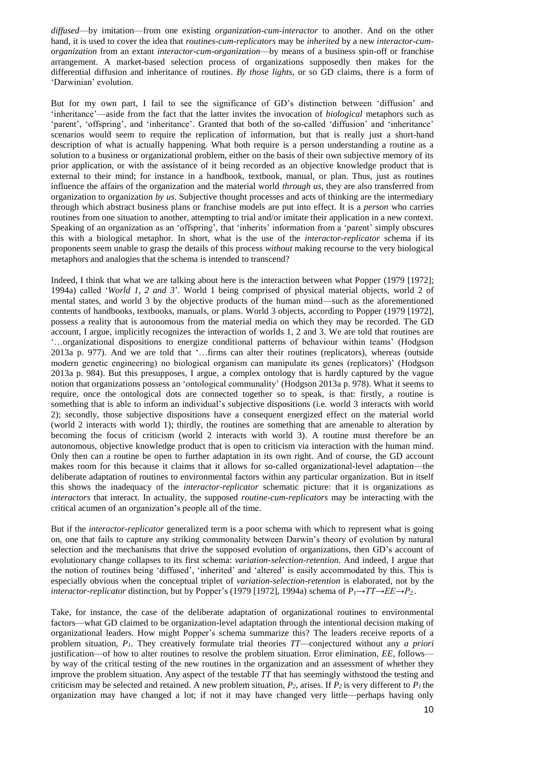*diffused*—by imitation—from one existing *organization-cum-interactor* to another. And on the other hand, it is used to cover the idea that *routines-cum-replicators* may be *inherited* by a new *interactor-cum-organization* from an extant *interactor-cum-organization*—by means of a business spin-off or franchise arrangement. A market-based selection process of organizations supposedly then makes for the differential diffusion and inheritance of routines. *By those lights*, or so GD claims, there is a form of 'Darwinian' evolution.

But for my own part, I fail to see the significance of GD's distinction between 'diffusion' and 'inheritance'—aside from the fact that the latter invites the invocation of *biological* metaphors such as 'parent', 'offspring', and 'inheritance'. Granted that both of the so-called 'diffusion' and 'inheritance' scenarios would seem to require the replication of information, but that is really just a short-hand description of what is actually happening. What both require is a person understanding a routine as a solution to a business or organizational problem, either on the basis of their own subjective memory of its prior application, or with the assistance of it being recorded as an objective knowledge product that is external to their mind; for instance in a handbook, textbook, manual, or plan. Thus, just as routines influence the affairs of the organization and the material world *through us*, they are also transferred from organization to organization *by us*. Subjective thought processes and acts of thinking are the intermediary through which abstract business plans or franchise models are put into effect. It is a *person* who carries routines from one situation to another, attempting to trial and/or imitate their application in a new context. Speaking of an organization as an 'offspring', that 'inherits' information from a 'parent' simply obscures this with a biological metaphor. In short, what is the use of the *interactor-replicator* schema if its proponents seem unable to grasp the details of this process *without* making recourse to the very biological metaphors and analogies that the schema is intended to transcend?

Indeed, I think that what we are talking about here is the interaction between what Popper (1979 [1972]; 1994a) called '*World 1, 2 and 3*'. World 1 being comprised of physical material objects, world 2 of mental states, and world 3 by the objective products of the human mind—such as the aforementioned contents of handbooks, textbooks, manuals, or plans. World 3 objects, according to Popper (1979 [1972], possess a reality that is autonomous from the material media on which they may be recorded. The GD account, I argue, implicitly recognizes the interaction of worlds 1, 2 and 3. We are told that routines are '…organizational dispositions to energize conditional patterns of behaviour within teams' (Hodgson 2013a p. 977). And we are told that '…firms can alter their routines (replicators), whereas (outside modern genetic engineering) no biological organism can manipulate its genes (replicators)' (Hodgson 2013a p. 984). But this presupposes, I argue, a complex ontology that is hardly captured by the vague notion that organizations possess an 'ontological communality' (Hodgson 2013a p. 978). What it seems to require, once the ontological dots are connected together so to speak, is that: firstly, a routine is something that is able to inform an individual's subjective dispositions (i.e. world 3 interacts with world 2); secondly, those subjective dispositions have a consequent energized effect on the material world (world 2 interacts with world 1); thirdly, the routines are something that are amenable to alteration by becoming the focus of criticism (world 2 interacts with world 3). A routine must therefore be an autonomous, objective knowledge product that is open to criticism via interaction with the human mind. Only then can a routine be open to further adaptation in its own right. And of course, the GD account makes room for this because it claims that it allows for so-called organizational-level adaptation—the deliberate adaptation of routines to environmental factors within any particular organization. But in itself this shows the inadequacy of the *interactor-replicator* schematic picture: that it is organizations as *interactors* that interact. In actuality, the supposed *routine-cum-replicators* may be interacting with the critical acumen of an organization's people all of the time.

But if the *interactor-replicator* generalized term is a poor schema with which to represent what is going on, one that fails to capture any striking commonality between Darwin's theory of evolution by natural selection and the mechanisms that drive the supposed evolution of organizations, then GD's account of evolutionary change collapses to its first schema: *variation-selection-retention.* And indeed, I argue that the notion of routines being 'diffused', 'inherited' and 'altered' is easily accommodated by this. This is especially obvious when the conceptual triplet of *variation-selection-retention* is elaborated, not by the *interactor-replicator* distinction, but by Popper's (1979 [1972], 1994a) schema of $P_1 \rightarrow TT \rightarrow EE \rightarrow P_2$.

Take, for instance, the case of the deliberate adaptation of organizational routines to environmental factors—what GD claimed to be organization-level adaptation through the intentional decision making of organizational leaders. How might Popper's schema summarize this? The leaders receive reports of a problem situation, $P_1$. They creatively formulate trial theories *TT*—conjectured without any *a priori* justification—of how to alter routines to resolve the problem situation. Error elimination, *EE*, follows—by way of the critical testing of the new routines in the organization and an assessment of whether they improve the problem situation. Any aspect of the testable *TT* that has seemingly withstood the testing and criticism may be selected and retained. A new problem situation, $P_2$, arises. If $P_2$ is very different to $P_1$ the organization may have changed a lot; if not it may have changed very little—perhaps having only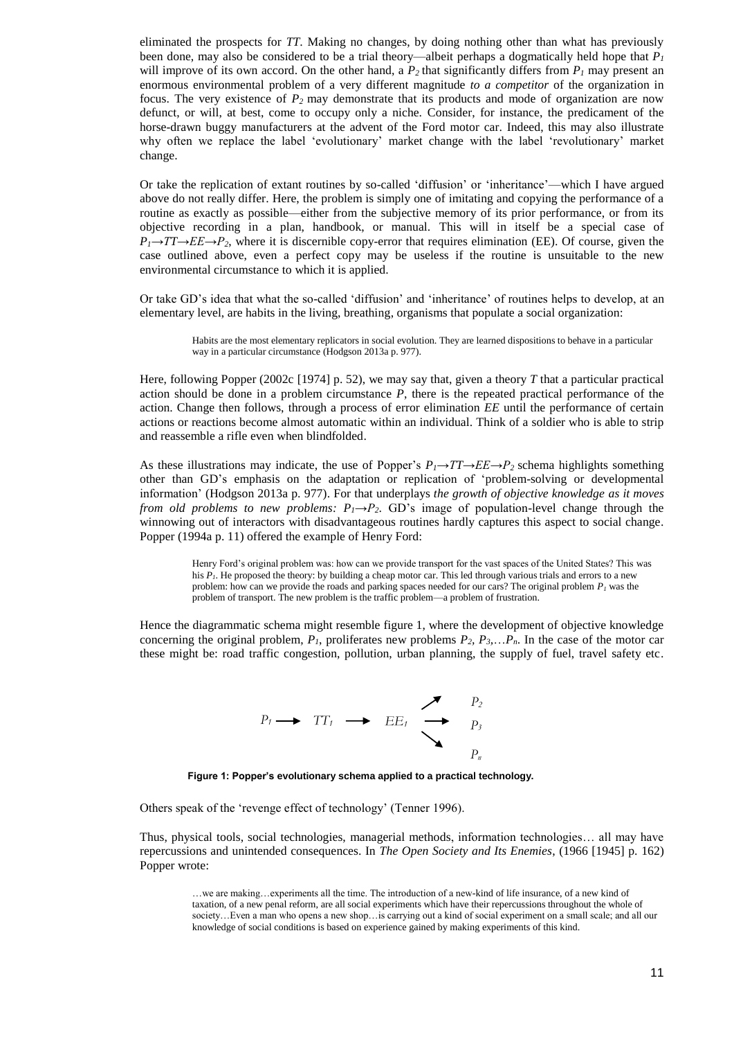eliminated the prospects for *TT*. Making no changes, by doing nothing other than what has previously been done, may also be considered to be a trial theory—albeit perhaps a dogmatically held hope that $P_1$ will improve of its own accord. On the other hand, a $P_2$ that significantly differs from $P_1$ may present an enormous environmental problem of a very different magnitude *to a competitor* of the organization in focus. The very existence of $P_2$ may demonstrate that its products and mode of organization are now defunct, or will, at best, come to occupy only a niche. Consider, for instance, the predicament of the horse-drawn buggy manufacturers at the advent of the Ford motor car. Indeed, this may also illustrate why often we replace the label 'evolutionary' market change with the label 'revolutionary' market change.

Or take the replication of extant routines by so-called 'diffusion' or 'inheritance'—which I have argued above do not really differ. Here, the problem is simply one of imitating and copying the performance of a routine as exactly as possible—either from the subjective memory of its prior performance, or from its objective recording in a plan, handbook, or manual. This will in itself be a special case of $P_1 \rightarrow TT \rightarrow EE \rightarrow P_2$, where it is discernible copy-error that requires elimination (EE). Of course, given the case outlined above, even a perfect copy may be useless if the routine is unsuitable to the new environmental circumstance to which it is applied.

Or take GD's idea that what the so-called 'diffusion' and 'inheritance' of routines helps to develop, at an elementary level, are habits in the living, breathing, organisms that populate a social organization:

> Habits are the most elementary replicators in social evolution. They are learned dispositions to behave in a particular way in a particular circumstance (Hodgson 2013a p. 977).

Here, following Popper (2002c [1974] p. 52), we may say that, given a theory *T* that a particular practical action should be done in a problem circumstance *P*, there is the repeated practical performance of the action. Change then follows, through a process of error elimination *EE* until the performance of certain actions or reactions become almost automatic within an individual. Think of a soldier who is able to strip and reassemble a rifle even when blindfolded.

As these illustrations may indicate, the use of Popper's $P_1 \rightarrow TT \rightarrow EE \rightarrow P_2$ schema highlights something other than GD's emphasis on the adaptation or replication of 'problem-solving or developmental information' (Hodgson 2013a p. 977). For that underplays *the growth of objective knowledge as it moves from old problems to new problems:* $P_1 \rightarrow P_2$. GD's image of population-level change through the winnowing out of interactors with disadvantageous routines hardly captures this aspect to social change. Popper (1994a p. 11) offered the example of Henry Ford:

> Henry Ford's original problem was: how can we provide transport for the vast spaces of the United States? This was his $P_1$. He proposed the theory: by building a cheap motor car. This led through various trials and errors to a new problem: how can we provide the roads and parking spaces needed for our cars? The original problem $P_1$ was the problem of transport. The new problem is the traffic problem—a problem of frustration.

Hence the diagrammatic schema might resemble figure 1, where the development of objective knowledge concerning the original problem, $P_1$, proliferates new problems $P_2, P_3, \ldots P_n$. In the case of the motor car these might be: road traffic congestion, pollution, urban planning, the supply of fuel, travel safety etc.

$$P_1 \rightarrow TT_1 \rightarrow EE_1 \rightarrow \begin{cases} P_2 \\ P_3 \\ P_n \end{cases}$$

**Figure 1: Popper's evolutionary schema applied to a practical technology.**

Others speak of the 'revenge effect of technology' (Tenner 1996).

Thus, physical tools, social technologies, managerial methods, information technologies… all may have repercussions and unintended consequences. In *The Open Society and Its Enemies*, (1966 [1945] p. 162) Popper wrote:

> …we are making…experiments all the time. The introduction of a new-kind of life insurance, of a new kind of taxation, of a new penal reform, are all social experiments which have their repercussions throughout the whole of society…Even a man who opens a new shop…is carrying out a kind of social experiment on a small scale; and all our knowledge of social conditions is based on experience gained by making experiments of this kind.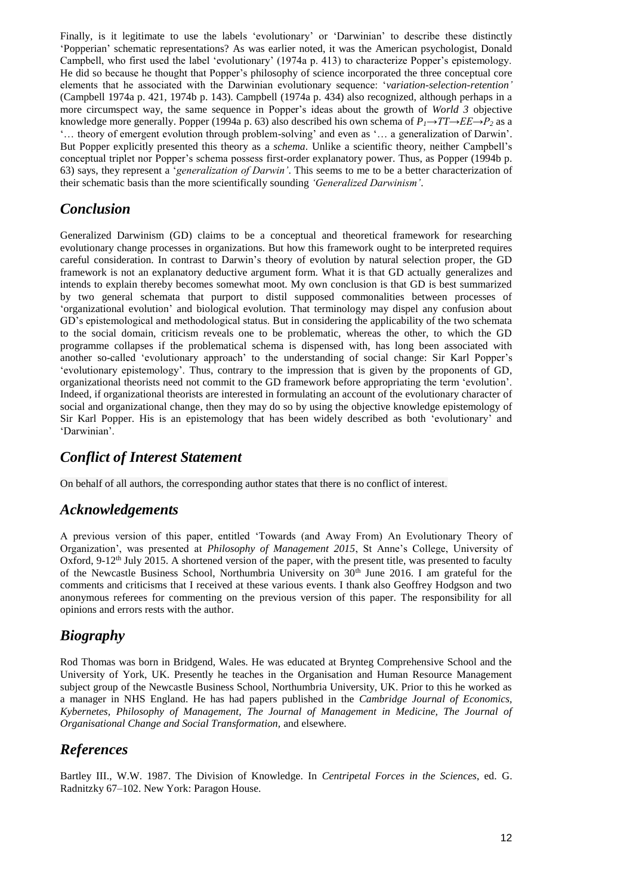Finally, is it legitimate to use the labels 'evolutionary' or 'Darwinian' to describe these distinctly 'Popperian' schematic representations? As was earlier noted, it was the American psychologist, Donald Campbell, who first used the label 'evolutionary' (1974a p. 413) to characterize Popper's epistemology. He did so because he thought that Popper's philosophy of science incorporated the three conceptual core elements that he associated with the Darwinian evolutionary sequence: '*variation-selection-retention'* (Campbell 1974a p. 421, 1974b p. 143). Campbell (1974a p. 434) also recognized, although perhaps in a more circumspect way, the same sequence in Popper's ideas about the growth of *World 3* objective knowledge more generally. Popper (1994a p. 63) also described his own schema of $P_1 \rightarrow TT \rightarrow EE \rightarrow P_2$ as a '… theory of emergent evolution through problem-solving' and even as '… a generalization of Darwin'. But Popper explicitly presented this theory as a *schema*. Unlike a scientific theory, neither Campbell's conceptual triplet nor Popper's schema possess first-order explanatory power. Thus, as Popper (1994b p. 63) says, they represent a '*generalization of Darwin'*. This seems to me to be a better characterization of their schematic basis than the more scientifically sounding *'Generalized Darwinism'*.

## *Conclusion*

Generalized Darwinism (GD) claims to be a conceptual and theoretical framework for researching evolutionary change processes in organizations. But how this framework ought to be interpreted requires careful consideration. In contrast to Darwin's theory of evolution by natural selection proper, the GD framework is not an explanatory deductive argument form. What it is that GD actually generalizes and intends to explain thereby becomes somewhat moot. My own conclusion is that GD is best summarized by two general schemata that purport to distil supposed commonalities between processes of 'organizational evolution' and biological evolution. That terminology may dispel any confusion about GD's epistemological and methodological status. But in considering the applicability of the two schemata to the social domain, criticism reveals one to be problematic, whereas the other, to which the GD programme collapses if the problematical schema is dispensed with, has long been associated with another so-called 'evolutionary approach' to the understanding of social change: Sir Karl Popper's 'evolutionary epistemology'. Thus, contrary to the impression that is given by the proponents of GD, organizational theorists need not commit to the GD framework before appropriating the term 'evolution'. Indeed, if organizational theorists are interested in formulating an account of the evolutionary character of social and organizational change, then they may do so by using the objective knowledge epistemology of Sir Karl Popper. His is an epistemology that has been widely described as both 'evolutionary' and 'Darwinian'.

## *Conflict of Interest Statement*

On behalf of all authors, the corresponding author states that there is no conflict of interest.

## *Acknowledgements*

A previous version of this paper, entitled 'Towards (and Away From) An Evolutionary Theory of Organization', was presented at *Philosophy of Management 2015*, St Anne's College, University of Oxford, 9-12th July 2015. A shortened version of the paper, with the present title, was presented to faculty of the Newcastle Business School, Northumbria University on 30th June 2016. I am grateful for the comments and criticisms that I received at these various events. I thank also Geoffrey Hodgson and two anonymous referees for commenting on the previous version of this paper. The responsibility for all opinions and errors rests with the author.

## *Biography*

Rod Thomas was born in Bridgend, Wales. He was educated at Brynteg Comprehensive School and the University of York, UK. Presently he teaches in the Organisation and Human Resource Management subject group of the Newcastle Business School, Northumbria University, UK. Prior to this he worked as a manager in NHS England. He has had papers published in the *Cambridge Journal of Economics, Kybernetes, Philosophy of Management, The Journal of Management in Medicine, The Journal of Organisational Change and Social Transformation,* and elsewhere.

## *References*

Bartley III., W.W. 1987. The Division of Knowledge. In *Centripetal Forces in the Sciences*, ed. G. Radnitzky 67–102. New York: Paragon House.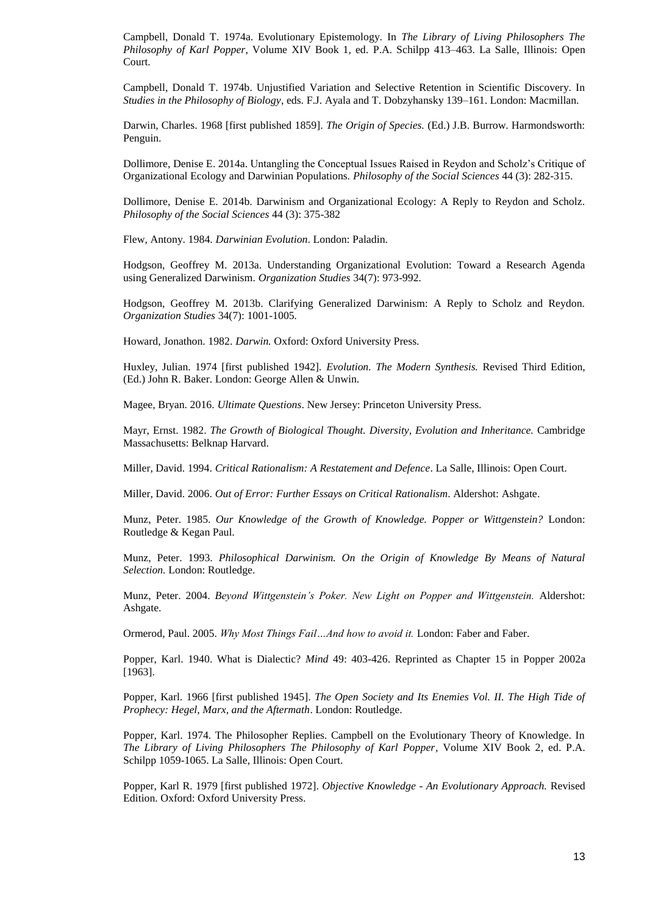Campbell, Donald T. 1974a. Evolutionary Epistemology. In *The Library of Living Philosophers The Philosophy of Karl Popper*, Volume XIV Book 1, ed. P.A. Schilpp 413–463. La Salle, Illinois: Open Court.

Campbell, Donald T. 1974b. Unjustified Variation and Selective Retention in Scientific Discovery. In *Studies in the Philosophy of Biology*, eds. F.J. Ayala and T. Dobzyhansky 139–161. London: Macmillan.

Darwin, Charles. 1968 [first published 1859]. *The Origin of Species.* (Ed.) J.B. Burrow. Harmondsworth: Penguin.

Dollimore, Denise E. 2014a. Untangling the Conceptual Issues Raised in Reydon and Scholz's Critique of Organizational Ecology and Darwinian Populations. *Philosophy of the Social Sciences* 44 (3): 282-315.

Dollimore, Denise E. 2014b. Darwinism and Organizational Ecology: A Reply to Reydon and Scholz. *Philosophy of the Social Sciences* 44 (3): 375-382

Flew, Antony. 1984. *Darwinian Evolution*. London: Paladin.

Hodgson, Geoffrey M. 2013a. Understanding Organizational Evolution: Toward a Research Agenda using Generalized Darwinism. *Organization Studies* 34(7): 973-992.

Hodgson, Geoffrey M. 2013b. Clarifying Generalized Darwinism: A Reply to Scholz and Reydon. *Organization Studies* 34(7): 1001-1005.

Howard, Jonathon. 1982. *Darwin.* Oxford: Oxford University Press.

Huxley, Julian. 1974 [first published 1942]. *Evolution. The Modern Synthesis.* Revised Third Edition, (Ed.) John R. Baker. London: George Allen & Unwin.

Magee, Bryan. 2016. *Ultimate Questions*. New Jersey: Princeton University Press.

Mayr, Ernst. 1982. *The Growth of Biological Thought. Diversity, Evolution and Inheritance.* Cambridge Massachusetts: Belknap Harvard.

Miller, David. 1994. *Critical Rationalism: A Restatement and Defence*. La Salle, Illinois: Open Court.

Miller, David. 2006. *Out of Error: Further Essays on Critical Rationalism*. Aldershot: Ashgate.

Munz, Peter. 1985. *Our Knowledge of the Growth of Knowledge. Popper or Wittgenstein?* London: Routledge & Kegan Paul.

Munz, Peter. 1993. *Philosophical Darwinism. On the Origin of Knowledge By Means of Natural Selection.* London: Routledge.

Munz, Peter. 2004. *Beyond Wittgenstein's Poker. New Light on Popper and Wittgenstein.* Aldershot: Ashgate.

Ormerod, Paul. 2005. *Why Most Things Fail…And how to avoid it.* London: Faber and Faber.

Popper, Karl. 1940. What is Dialectic? *Mind* 49: 403-426. Reprinted as Chapter 15 in Popper 2002a [1963].

Popper, Karl. 1966 [first published 1945]. *The Open Society and Its Enemies Vol. II. The High Tide of Prophecy: Hegel, Marx, and the Aftermath*. London: Routledge.

Popper, Karl. 1974. The Philosopher Replies. Campbell on the Evolutionary Theory of Knowledge. In *The Library of Living Philosophers The Philosophy of Karl Popper*, Volume XIV Book 2, ed. P.A. Schilpp 1059-1065. La Salle, Illinois: Open Court.

Popper, Karl R. 1979 [first published 1972]. *Objective Knowledge - An Evolutionary Approach.* Revised Edition. Oxford: Oxford University Press.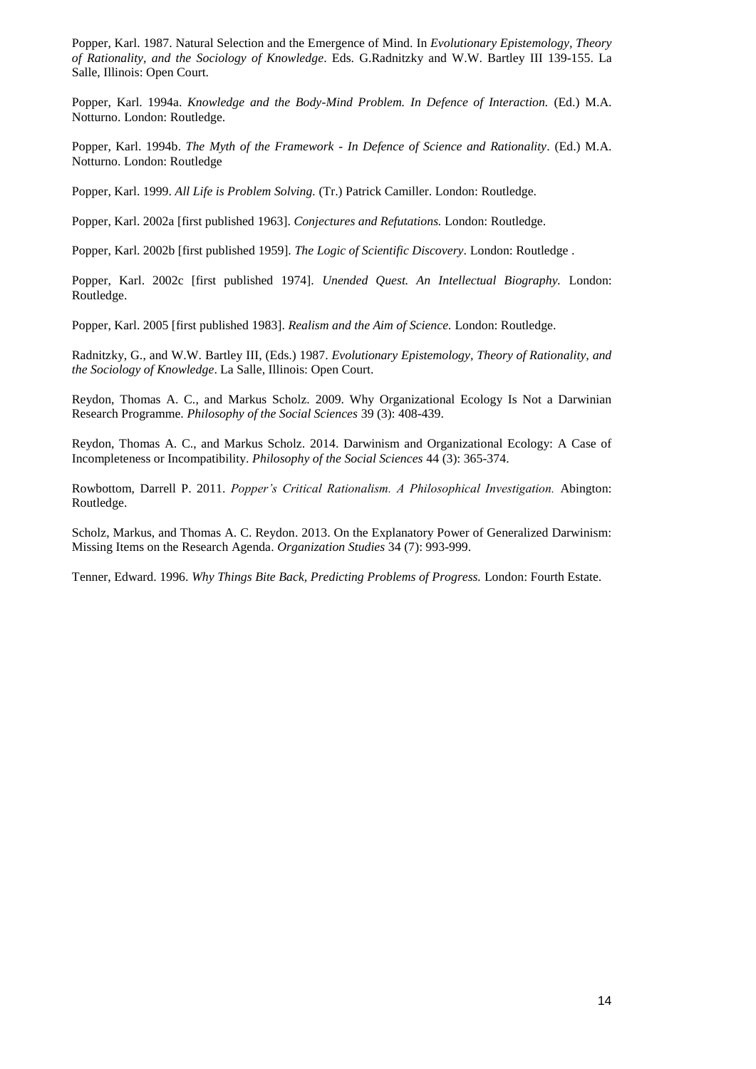Popper, Karl. 1987. Natural Selection and the Emergence of Mind. In *Evolutionary Epistemology, Theory of Rationality, and the Sociology of Knowledge*. Eds. G.Radnitzky and W.W. Bartley III 139-155. La Salle, Illinois: Open Court.

Popper, Karl. 1994a. *Knowledge and the Body-Mind Problem. In Defence of Interaction.* (Ed.) M.A. Notturno. London: Routledge.

Popper, Karl. 1994b. *The Myth of the Framework - In Defence of Science and Rationality*. (Ed.) M.A. Notturno. London: Routledge

Popper, Karl. 1999. *All Life is Problem Solving.* (Tr.) Patrick Camiller. London: Routledge.

Popper, Karl. 2002a [first published 1963]. *Conjectures and Refutations.* London: Routledge.

Popper, Karl. 2002b [first published 1959]. *The Logic of Scientific Discovery*. London: Routledge .

Popper, Karl. 2002c [first published 1974]. *Unended Quest. An Intellectual Biography.* London: Routledge.

Popper, Karl. 2005 [first published 1983]. *Realism and the Aim of Science.* London: Routledge.

Radnitzky, G., and W.W. Bartley III, (Eds.) 1987. *Evolutionary Epistemology, Theory of Rationality, and the Sociology of Knowledge*. La Salle, Illinois: Open Court.

Reydon, Thomas A. C., and Markus Scholz. 2009. Why Organizational Ecology Is Not a Darwinian Research Programme. *Philosophy of the Social Sciences* 39 (3): 408-439.

Reydon, Thomas A. C., and Markus Scholz. 2014. Darwinism and Organizational Ecology: A Case of Incompleteness or Incompatibility. *Philosophy of the Social Sciences* 44 (3): 365-374.

Rowbottom, Darrell P. 2011. *Popper's Critical Rationalism. A Philosophical Investigation.* Abington: Routledge.

Scholz, Markus, and Thomas A. C. Reydon. 2013. On the Explanatory Power of Generalized Darwinism: Missing Items on the Research Agenda. *Organization Studies* 34 (7): 993-999.

Tenner, Edward. 1996. *Why Things Bite Back, Predicting Problems of Progress.* London: Fourth Estate.